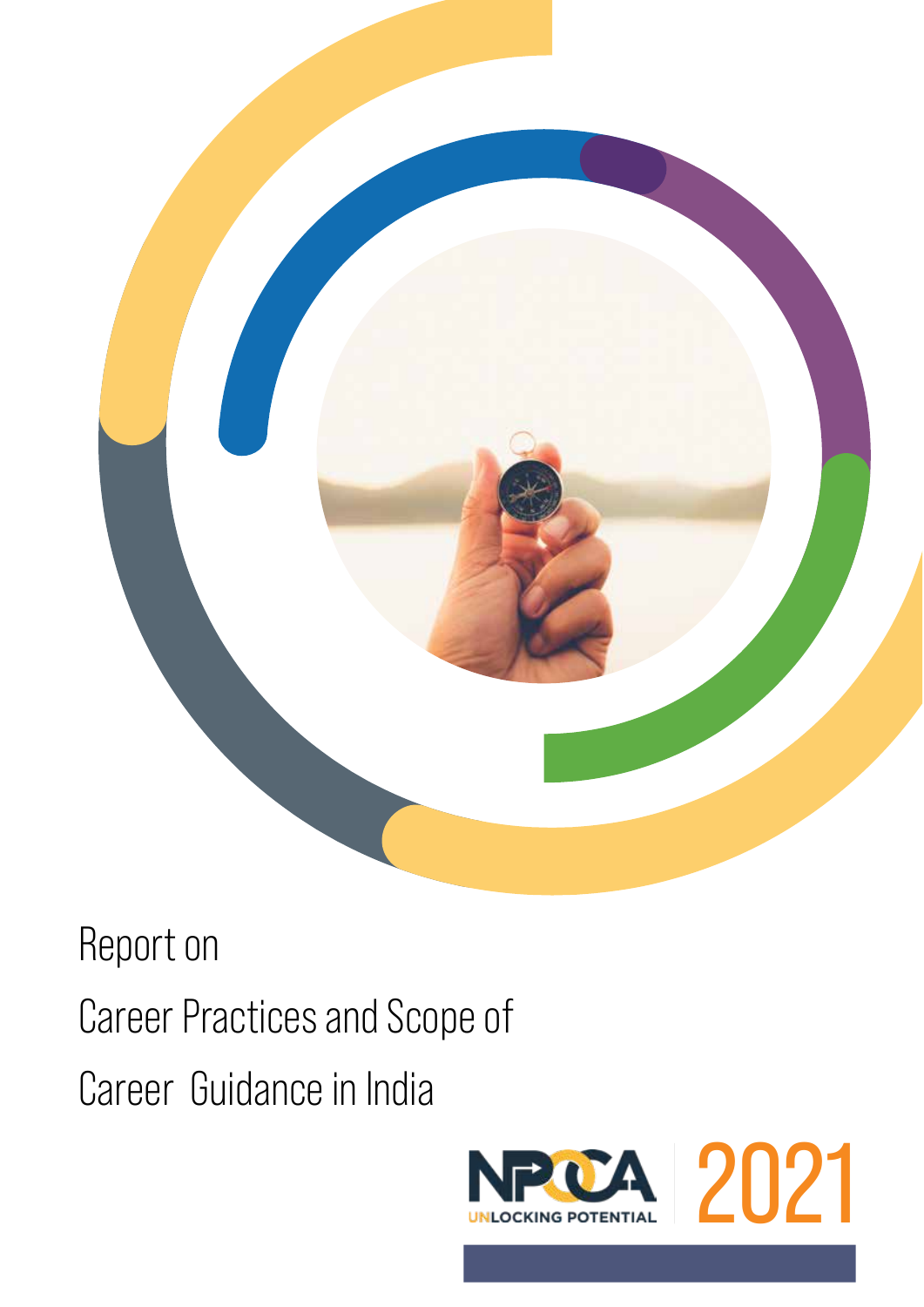# Report on Career Practices and Scope of Career Guidance in India

NPCCA

UNLOCKING POTENTIAL

2021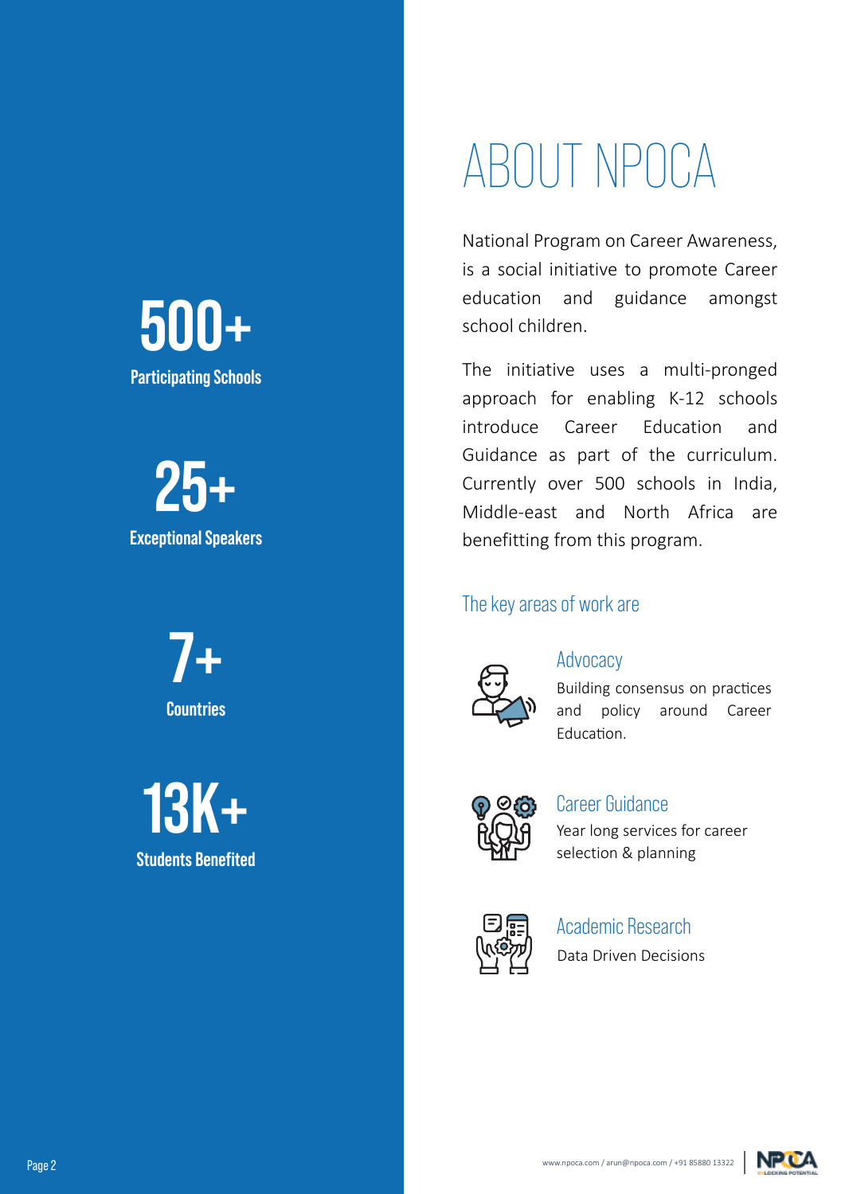**500+**
Participating Schools

**25+**
Exceptional Speakers

**7+**
Countries

**13K+**
Students Benefited

# ABOUT NPOCA

National Program on Career Awareness, is a social initiative to promote Career education and guidance amongst school children.

The initiative uses a multi-pronged approach for enabling K-12 schools introduce Career Education and Guidance as part of the curriculum. Currently over 500 schools in India, Middle-east and North Africa are benefitting from this program.

## The key areas of work are

### Advocacy

Building consensus on practices and policy around Career Education.

### Career Guidance

Year long services for career selection & planning

### Academic Research

Data Driven Decisions

www.npoca.com / arun@npoca.com / +91 85880 13322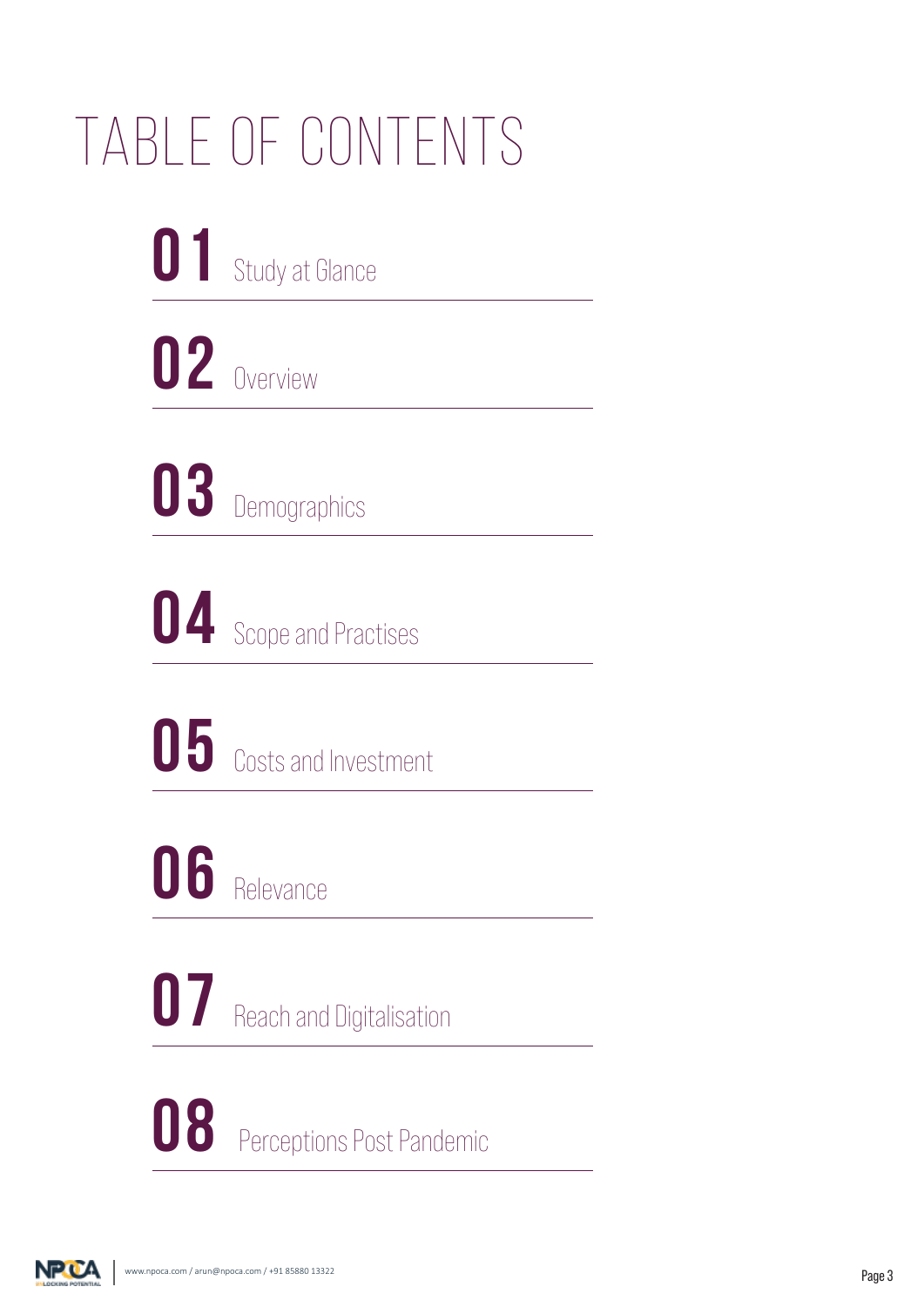# TABLE OF CONTENTS

**01** Study at Glance

**02** Overview

**03** Demographics

**04** Scope and Practises

**05** Costs and Investment

**06** Relevance

**07** Reach and Digitalisation

**08** Perceptions Post Pandemic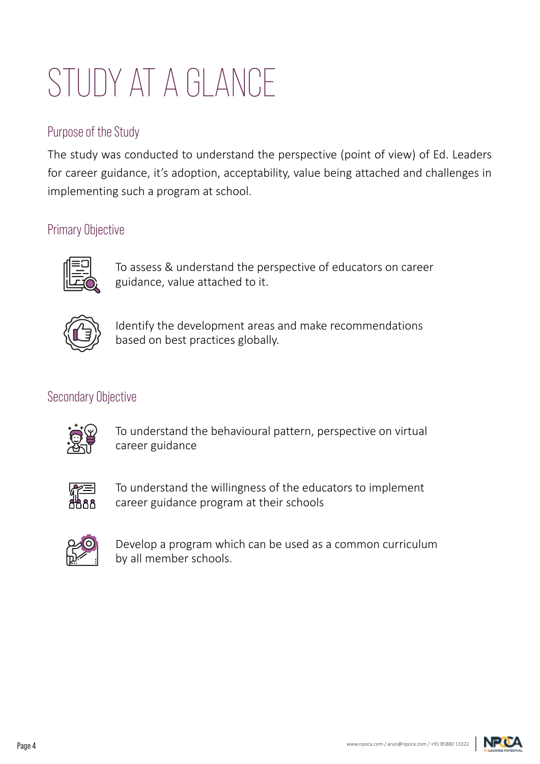# STUDY AT A GLANCE

## Purpose of the Study

The study was conducted to understand the perspective (point of view) of Ed. Leaders for career guidance, it's adoption, acceptability, value being attached and challenges in implementing such a program at school.

## Primary Objective

- To assess & understand the perspective of educators on career guidance, value attached to it.
- Identify the development areas and make recommendations based on best practices globally.

## Secondary Objective

- To understand the behavioural pattern, perspective on virtual career guidance
- To understand the willingness of the educators to implement career guidance program at their schools
- Develop a program which can be used as a common curriculum by all member schools.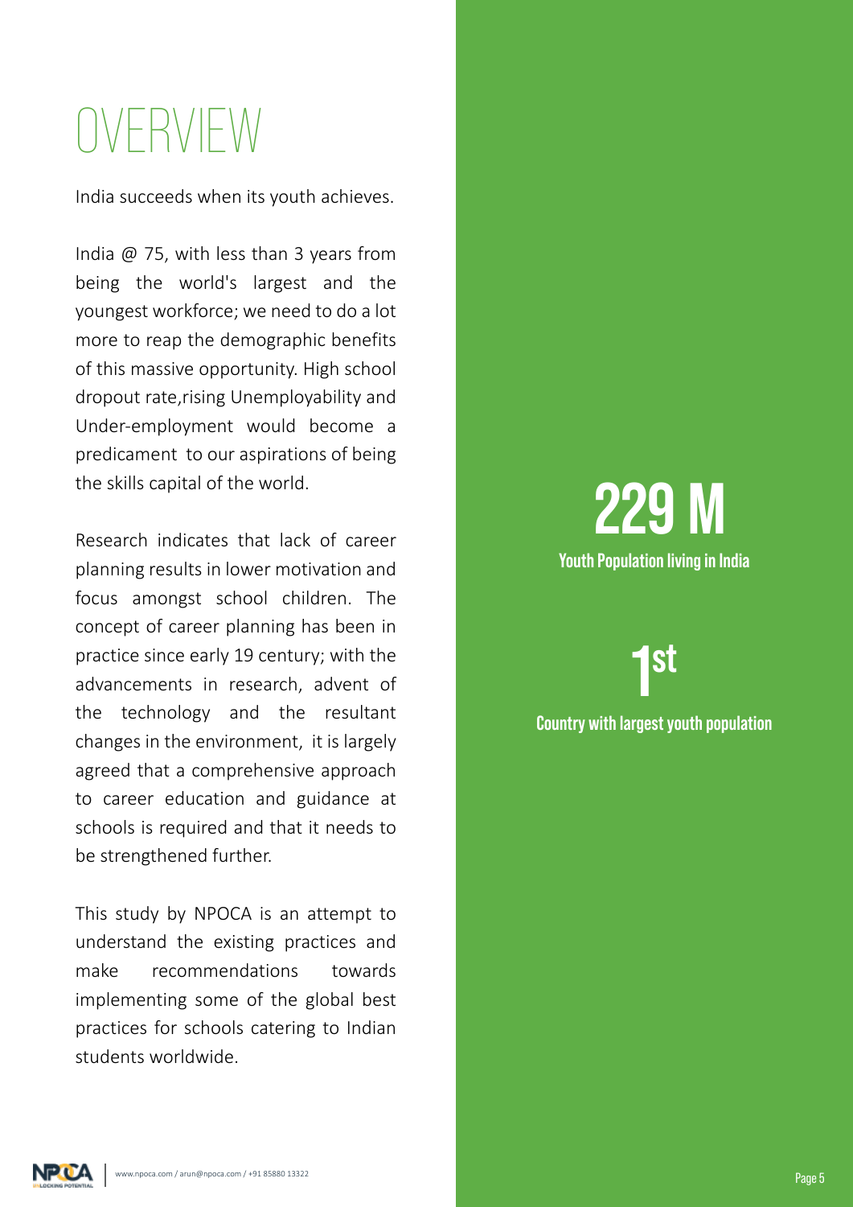# OVERVIEW

India succeeds when its youth achieves.

India @ 75, with less than 3 years from being the world's largest and the youngest workforce; we need to do a lot more to reap the demographic benefits of this massive opportunity. High school dropout rate,rising Unemployability and Under-employment would become a predicament to our aspirations of being the skills capital of the world.

Research indicates that lack of career planning results in lower motivation and focus amongst school children. The concept of career planning has been in practice since early 19 century; with the advancements in research, advent of the technology and the resultant changes in the environment, it is largely agreed that a comprehensive approach to career education and guidance at schools is required and that it needs to be strengthened further.

This study by NPOCA is an attempt to understand the existing practices and make recommendations towards implementing some of the global best practices for schools catering to Indian students worldwide.

**229 M**

**Youth Population living in India**

**1st**

**Country with largest youth population**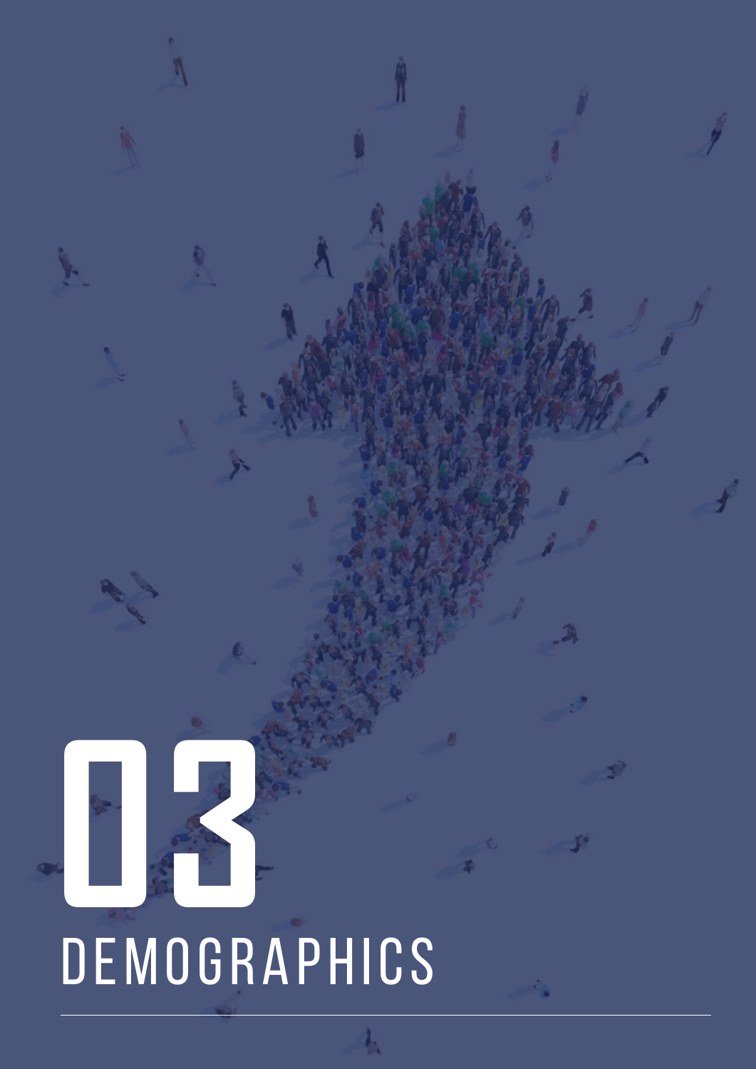# 03 DEMOGRAPHICS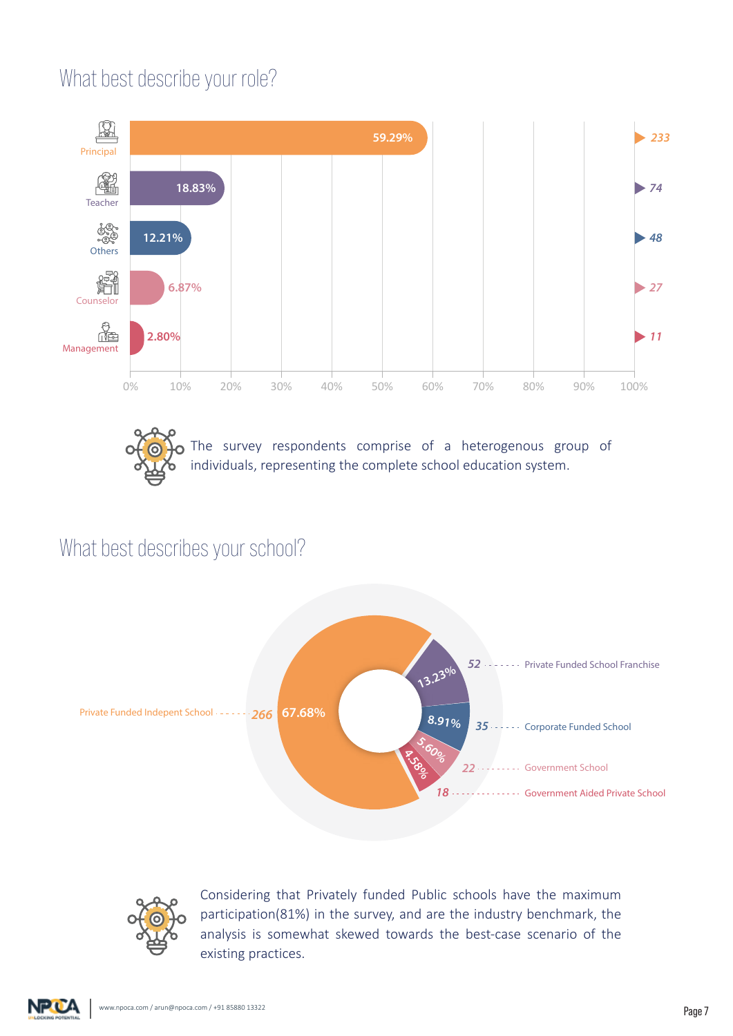## What best describe your role?

| Role | Percentage | Count |
|---|---|---|
| Principal | 59.29% | 233 |
| Teacher | 18.83% | 74 |
| Others | 12.21% | 48 |
| Counselor | 6.87% | 27 |
| Management | 2.80% | 11 |

The survey respondents comprise of a heterogenous group of individuals, representing the complete school education system.

## What best describes your school?

| School Type | Percentage | Count |
|---|---|---|
| Private Funded Indepent School | 67.68% | 266 |
| Private Funded School Franchise | 13.23% | 52 |
| Corporate Funded School | 8.91% | 35 |
| Government School | 5.60% | 22 |
| Government Aided Private School | 4.58% | 18 |

Considering that Privately funded Public schools have the maximum participation(81%) in the survey, and are the industry benchmark, the analysis is somewhat skewed towards the best-case scenario of the existing practices.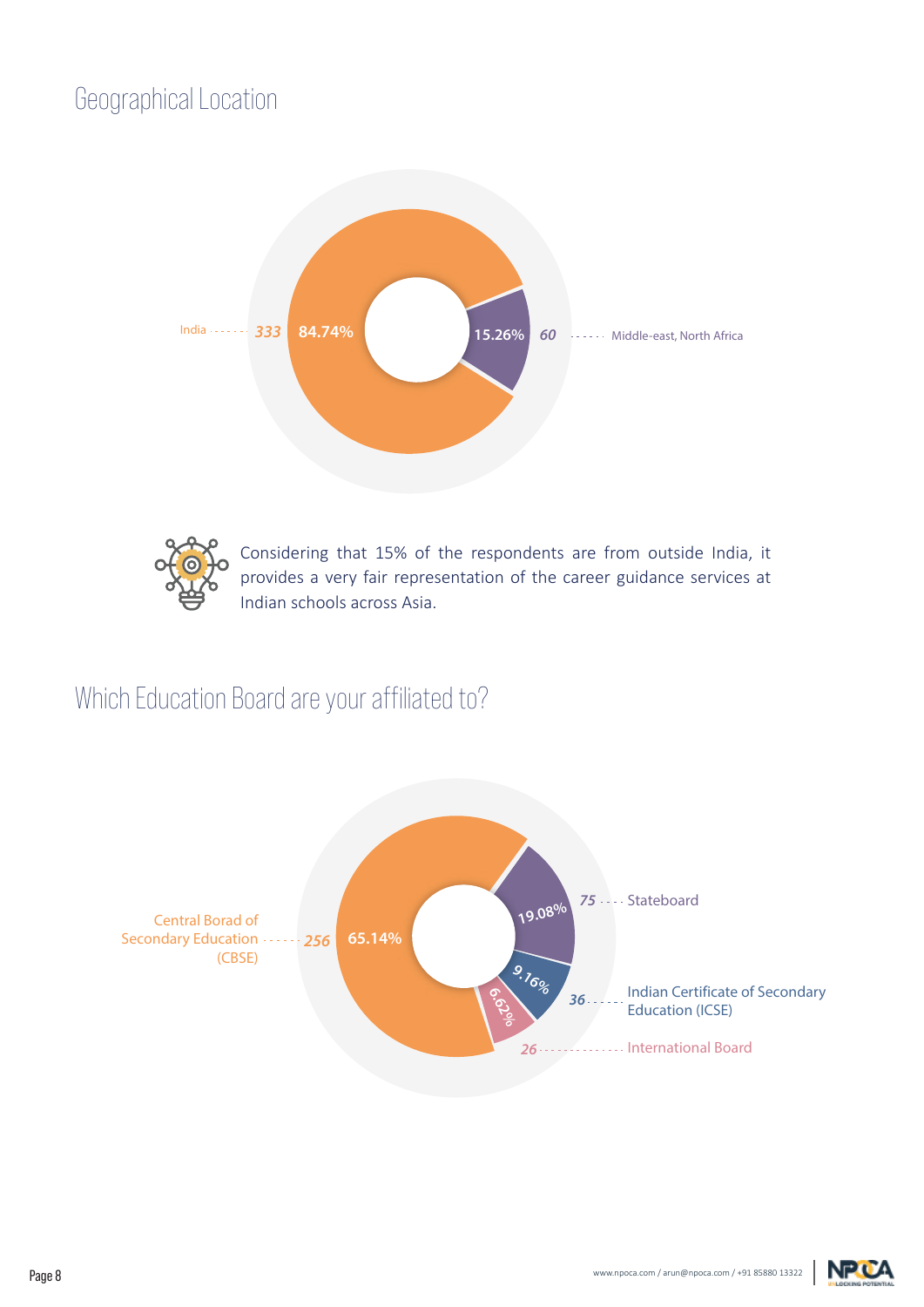## Geographical Location

| Location | Count | Percentage |
|---|---|---|
| India | 333 | 84.74% |
| Middle-east, North Africa | 60 | 15.26% |

Considering that 15% of the respondents are from outside India, it provides a very fair representation of the career guidance services at Indian schools across Asia.

## Which Education Board are your affiliated to?

| Board | Count | Percentage |
|---|---|---|
| Central Borad of Secondary Education (CBSE) | 256 | 65.14% |
| Stateboard | 75 | 19.08% |
| Indian Certificate of Secondary Education (ICSE) | 36 | 9.16% |
| International Board | 26 | 6.62% |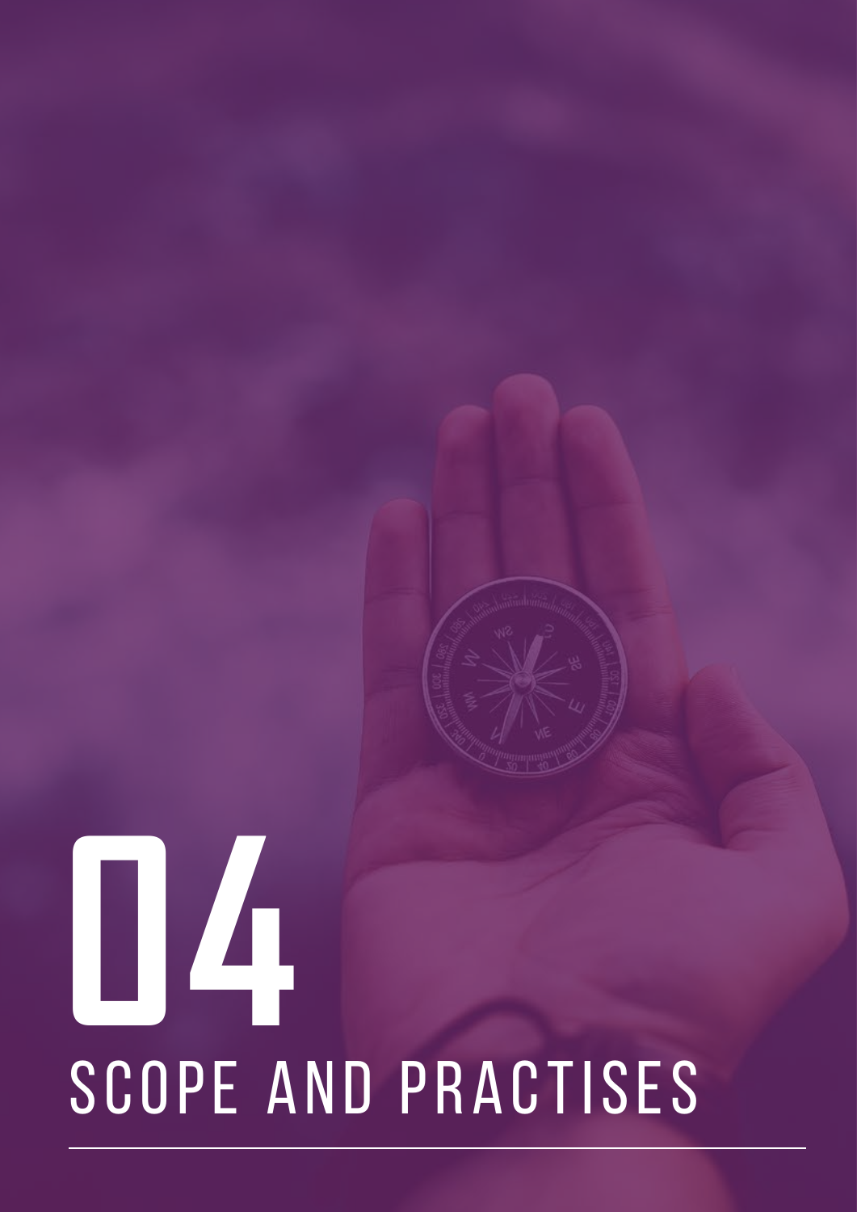# 04

# SCOPE AND PRACTISES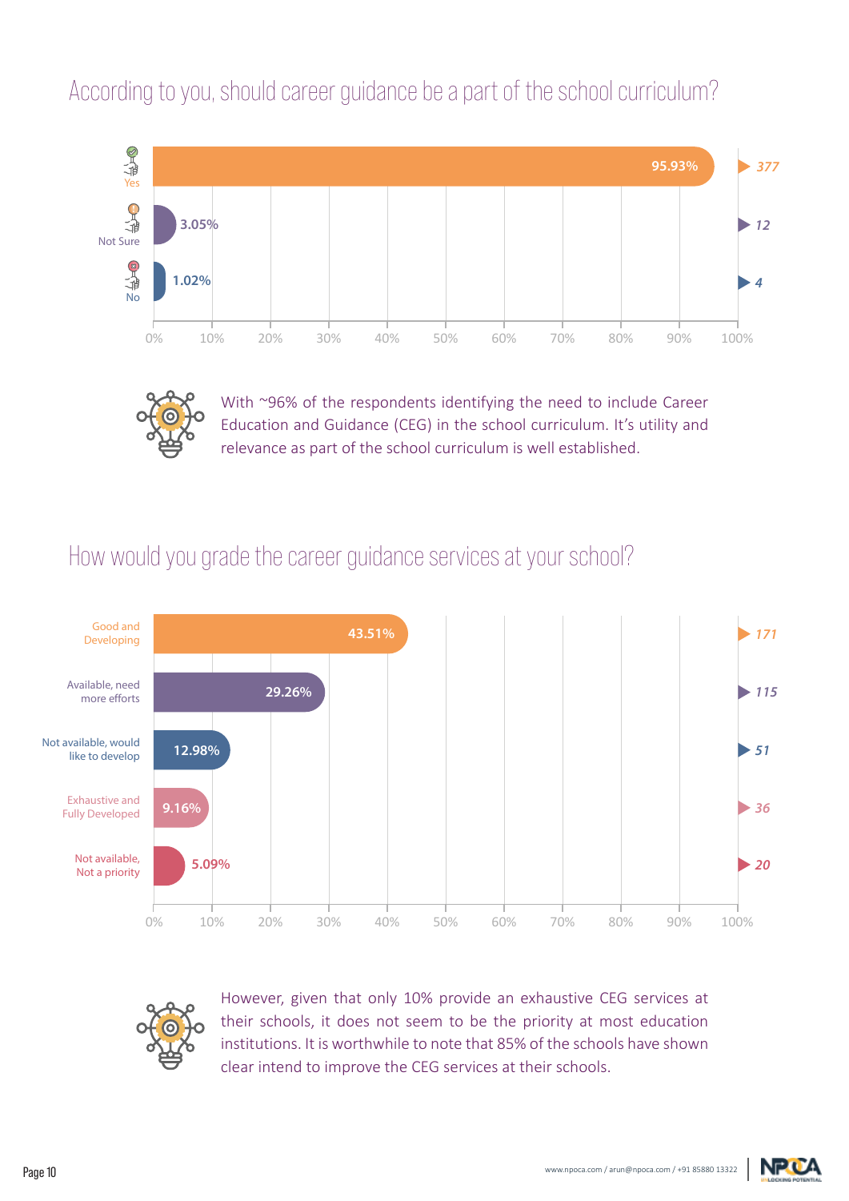## According to you, should career guidance be a part of the school curriculum?

| Response | Percentage | Count |
|---|---|---|
| Yes | 95.93% | 377 |
| Not Sure | 3.05% | 12 |
| No | 1.02% | 4 |

With ~96% of the respondents identifying the need to include Career Education and Guidance (CEG) in the school curriculum. It's utility and relevance as part of the school curriculum is well established.

## How would you grade the career guidance services at your school?

| Response | Percentage | Count |
|---|---|---|
| Good and Developing | 43.51% | 171 |
| Available, need more efforts | 29.26% | 115 |
| Not available, would like to develop | 12.98% | 51 |
| Exhaustive and Fully Developed | 9.16% | 36 |
| Not available, Not a priority | 5.09% | 20 |

However, given that only 10% provide an exhaustive CEG services at their schools, it does not seem to be the priority at most education institutions. It is worthwhile to note that 85% of the schools have shown clear intend to improve the CEG services at their schools.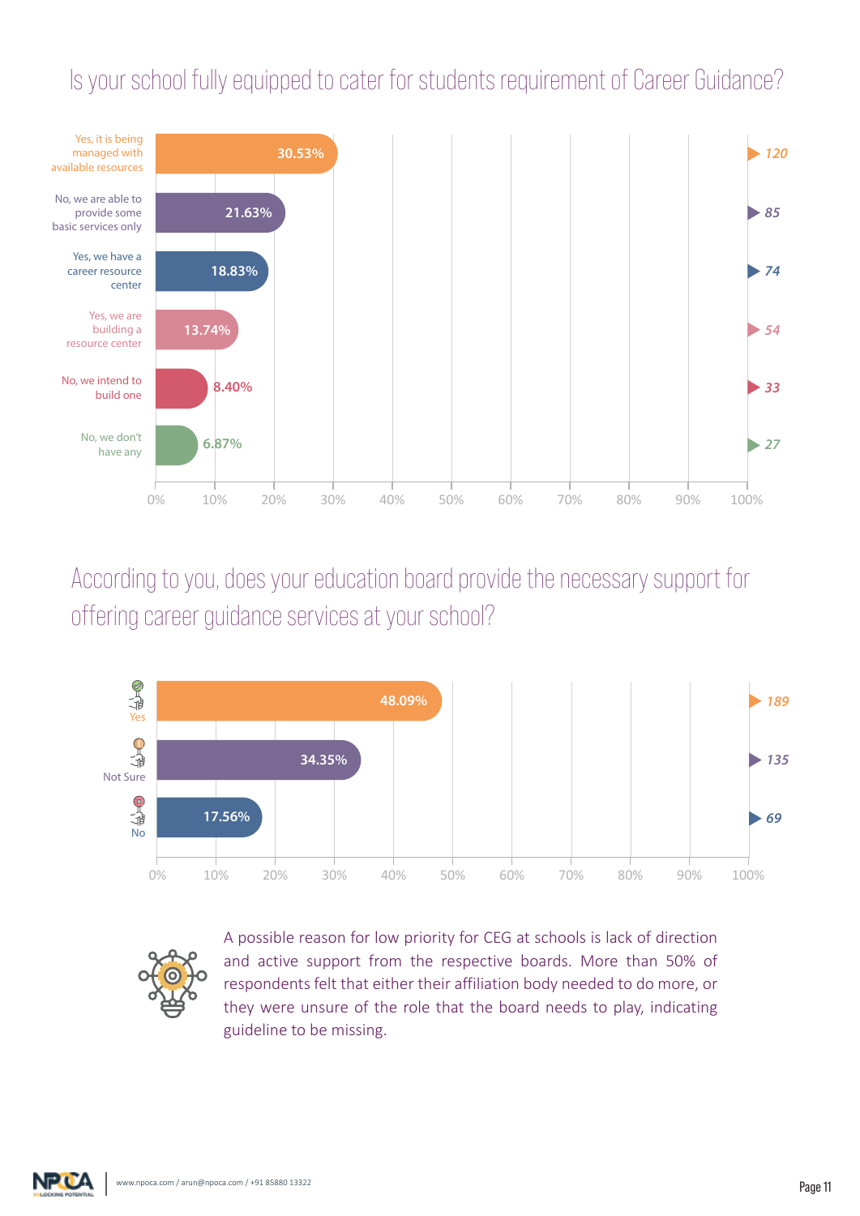## Is your school fully equipped to cater for students requirement of Career Guidance?

| Response | Percentage | Count |
|---|---|---|
| Yes, it is being managed with available resources | 30.53% | 120 |
| No, we are able to provide some basic services only | 21.63% | 85 |
| Yes, we have a career resource center | 18.83% | 74 |
| Yes, we are building a resource center | 13.74% | 54 |
| No, we intend to build one | 8.40% | 33 |
| No, we don't have any | 6.87% | 27 |

## According to you, does your education board provide the necessary support for offering career guidance services at your school?

| Response | Percentage | Count |
|---|---|---|
| Yes | 48.09% | 189 |
| Not Sure | 34.35% | 135 |
| No | 17.56% | 69 |

A possible reason for low priority for CEG at schools is lack of direction and active support from the respective boards. More than 50% of respondents felt that either their affiliation body needed to do more, or they were unsure of the role that the board needs to play, indicating guideline to be missing.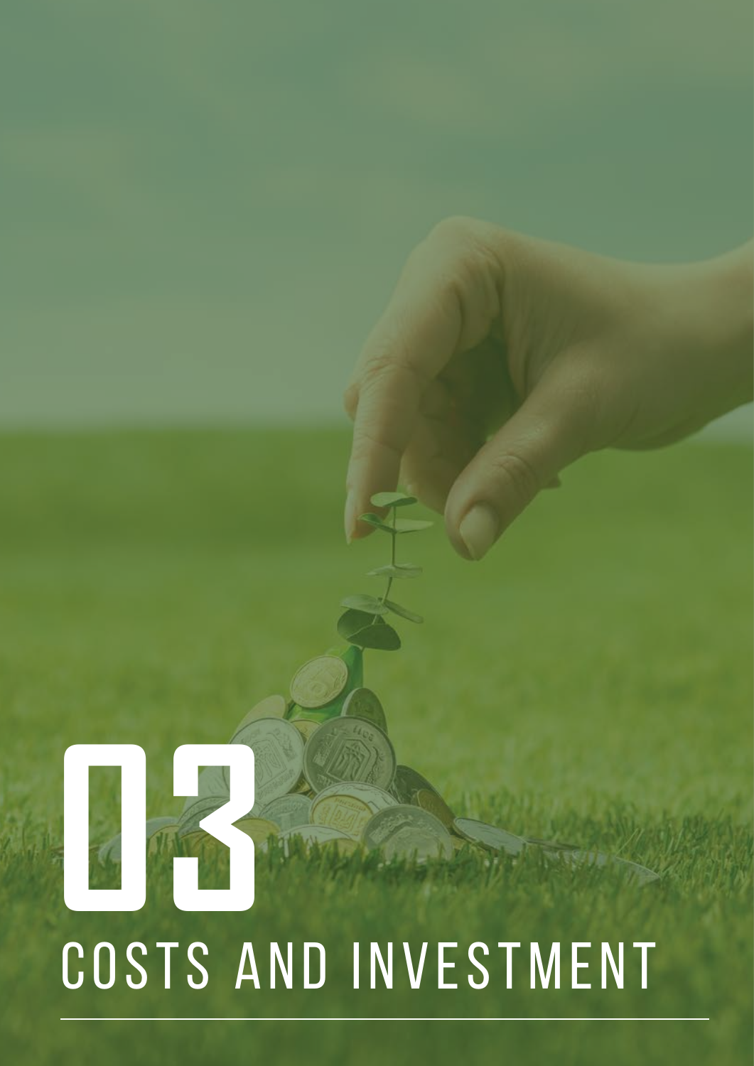# 03 COSTS AND INVESTMENT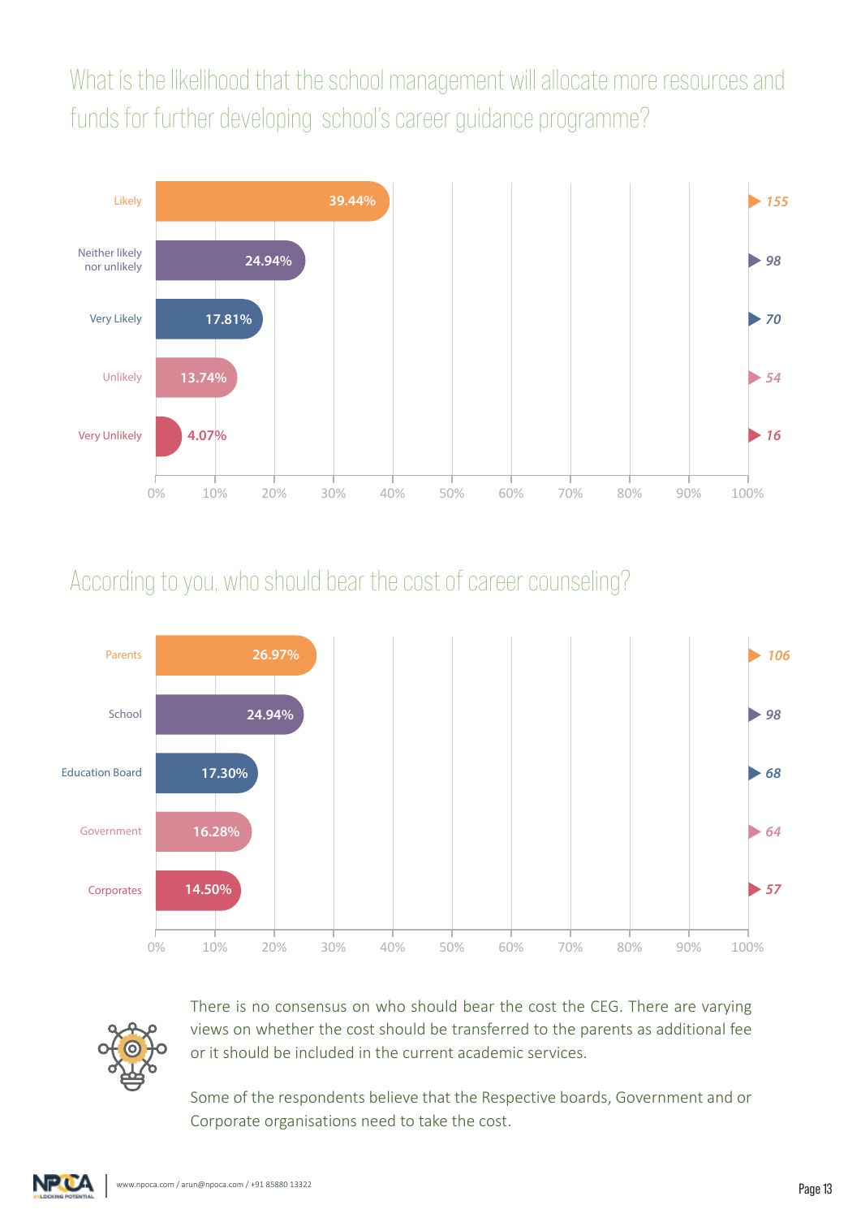## What is the likelihood that the school management will allocate more resources and funds for further developing school's career guidance programme?

| Response | Percentage | Count |
|---|---|---|
| Likely | 39.44% | 155 |
| Neither likely nor unlikely | 24.94% | 98 |
| Very Likely | 17.81% | 70 |
| Unlikely | 13.74% | 54 |
| Very Unlikely | 4.07% | 16 |

## According to you, who should bear the cost of career counseling?

| Response | Percentage | Count |
|---|---|---|
| Parents | 26.97% | 106 |
| School | 24.94% | 98 |
| Education Board | 17.30% | 68 |
| Government | 16.28% | 64 |
| Corporates | 14.50% | 57 |

There is no consensus on who should bear the cost the CEG. There are varying views on whether the cost should be transferred to the parents as additional fee or it should be included in the current academic services.

Some of the respondents believe that the Respective boards, Government and or Corporate organisations need to take the cost.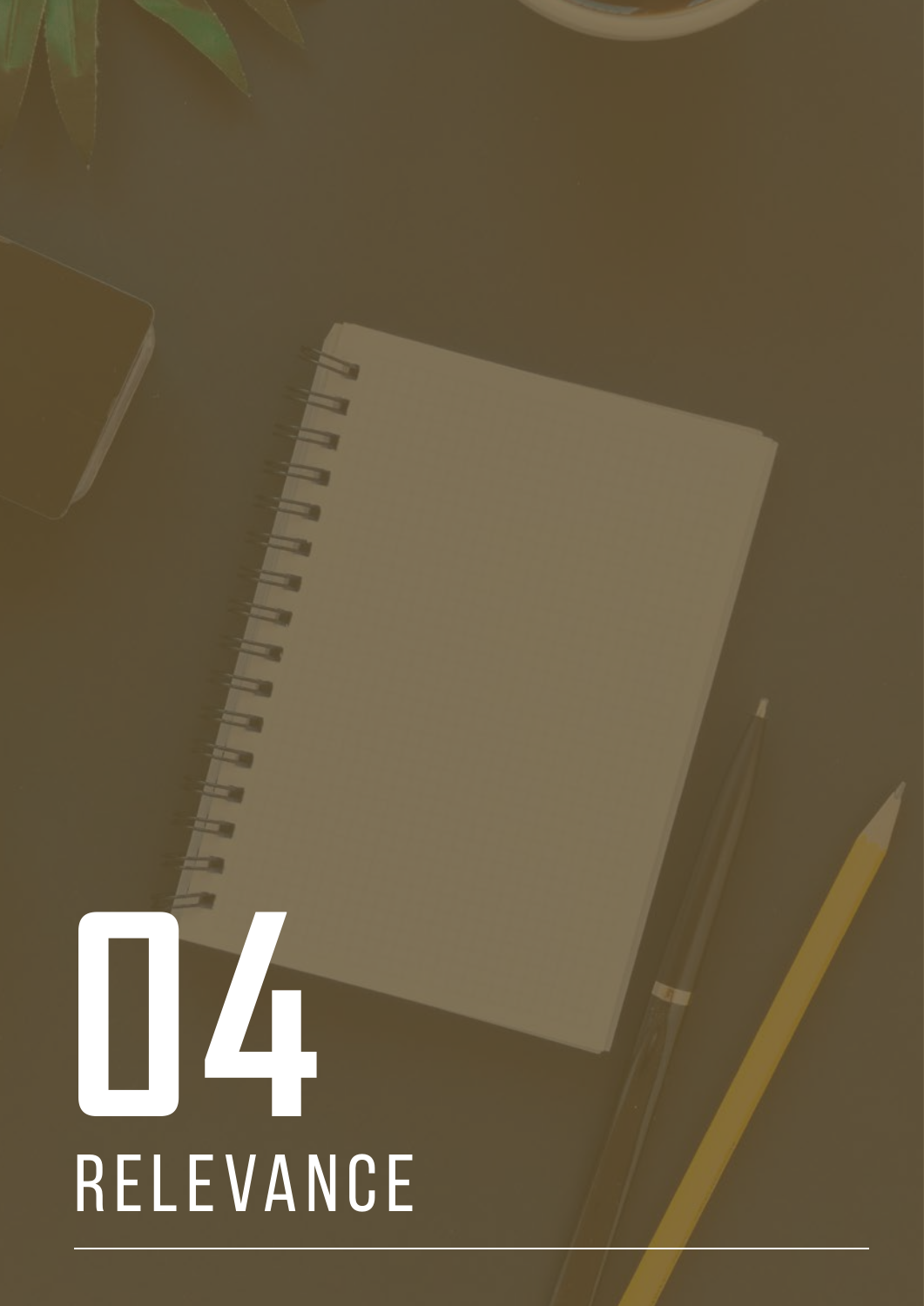# 04

# RELEVANCE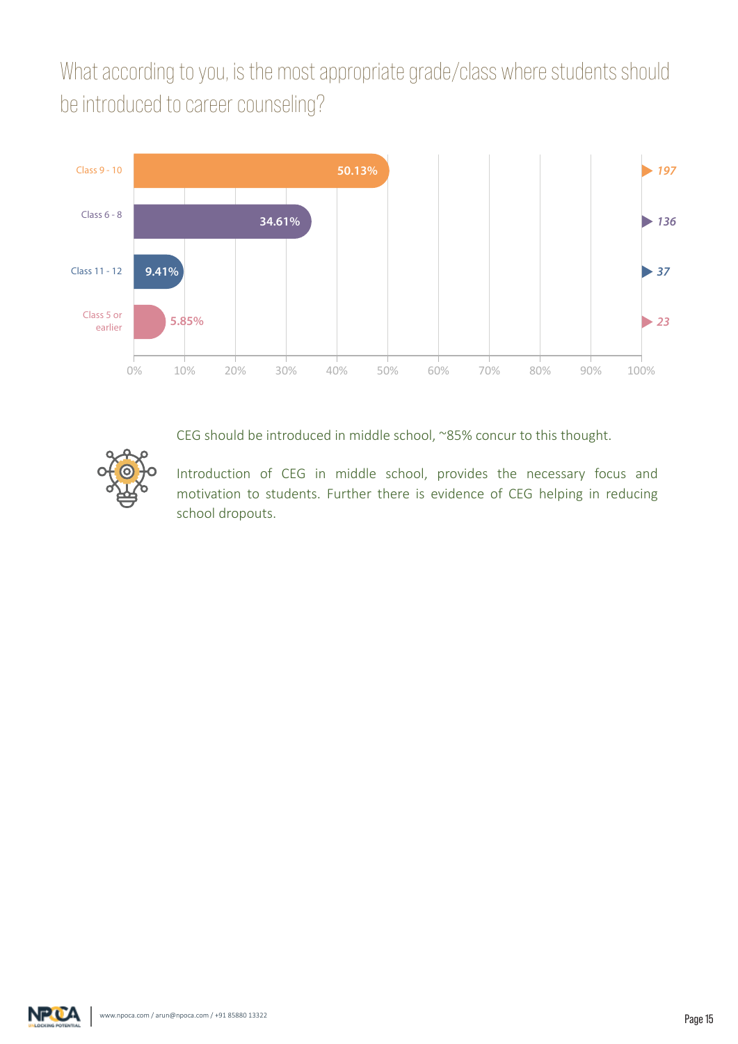## What according to you, is the most appropriate grade/class where students should be introduced to career counseling?

| Grade/Class | Percentage | Count |
|---|---|---|
| Class 9 - 10 | 50.13% | 197 |
| Class 6 - 8 | 34.61% | 136 |
| Class 11 - 12 | 9.41% | 37 |
| Class 5 or earlier | 5.85% | 23 |

CEG should be introduced in middle school, ~85% concur to this thought.

Introduction of CEG in middle school, provides the necessary focus and motivation to students. Further there is evidence of CEG helping in reducing school dropouts.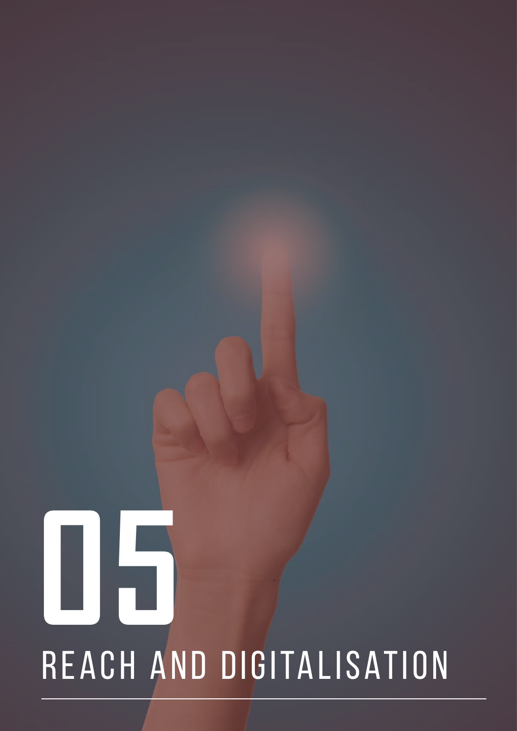# 05

# REACH AND DIGITALISATION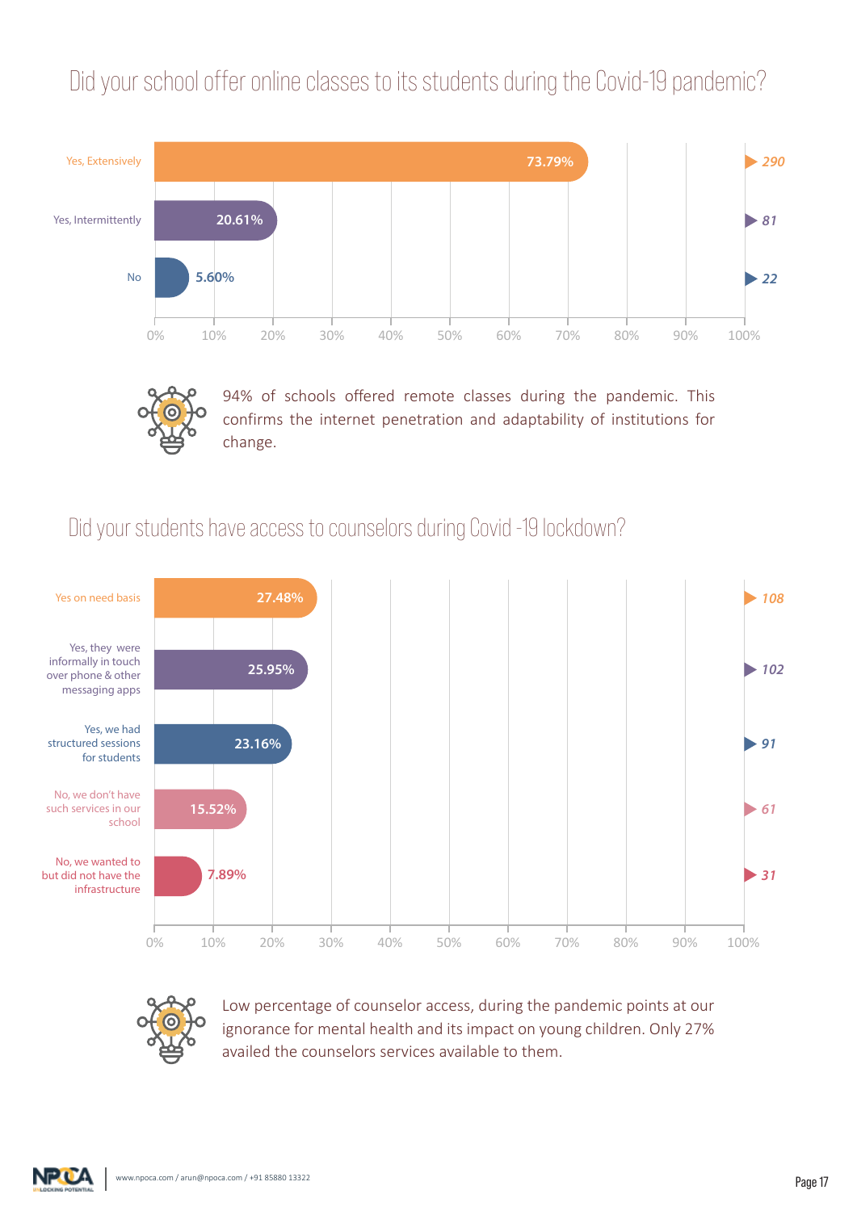## Did your school offer online classes to its students during the Covid-19 pandemic?

| Response | Percentage | Count |
|---|---|---|
| Yes, Extensively | 73.79% | 290 |
| Yes, Intermittently | 20.61% | 81 |
| No | 5.60% | 22 |

94% of schools offered remote classes during the pandemic. This confirms the internet penetration and adaptability of institutions for change.

## Did your students have access to counselors during Covid -19 lockdown?

| Response | Percentage | Count |
|---|---|---|
| Yes on need basis | 27.48% | 108 |
| Yes, they were informally in touch over phone & other messaging apps | 25.95% | 102 |
| Yes, we had structured sessions for students | 23.16% | 91 |
| No, we don't have such services in our school | 15.52% | 61 |
| No, we wanted to but did not have the infrastructure | 7.89% | 31 |

Low percentage of counselor access, during the pandemic points at our ignorance for mental health and its impact on young children. Only 27% availed the counselors services available to them.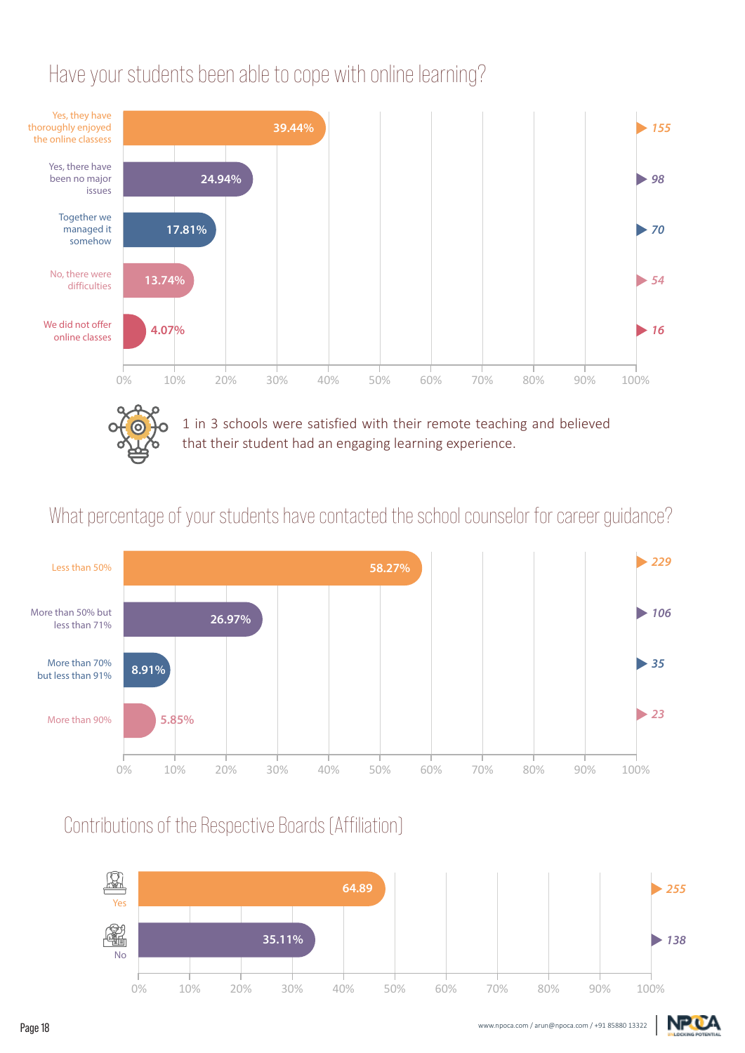## Have your students been able to cope with online learning?

| Response | Percentage | Count |
|---|---|---|
| Yes, they have thoroughly enjoyed the online classes | 39.44% | 155 |
| Yes, there have been no major issues | 24.94% | 98 |
| Together we managed it somehow | 17.81% | 70 |
| No, there were difficulties | 13.74% | 54 |
| We did not offer online classes | 4.07% | 16 |

1 in 3 schools were satisfied with their remote teaching and believed that their student had an engaging learning experience.

## What percentage of your students have contacted the school counselor for career guidance?

| Response | Percentage | Count |
|---|---|---|
| Less than 50% | 58.27% | 229 |
| More than 50% but less than 71% | 26.97% | 106 |
| More than 70% but less than 91% | 8.91% | 35 |
| More than 90% | 5.85% | 23 |

## Contributions of the Respective Boards (Affiliation)

| Response | Percentage | Count |
|---|---|---|
| Yes | 64.89 | 255 |
| No | 35.11% | 138 |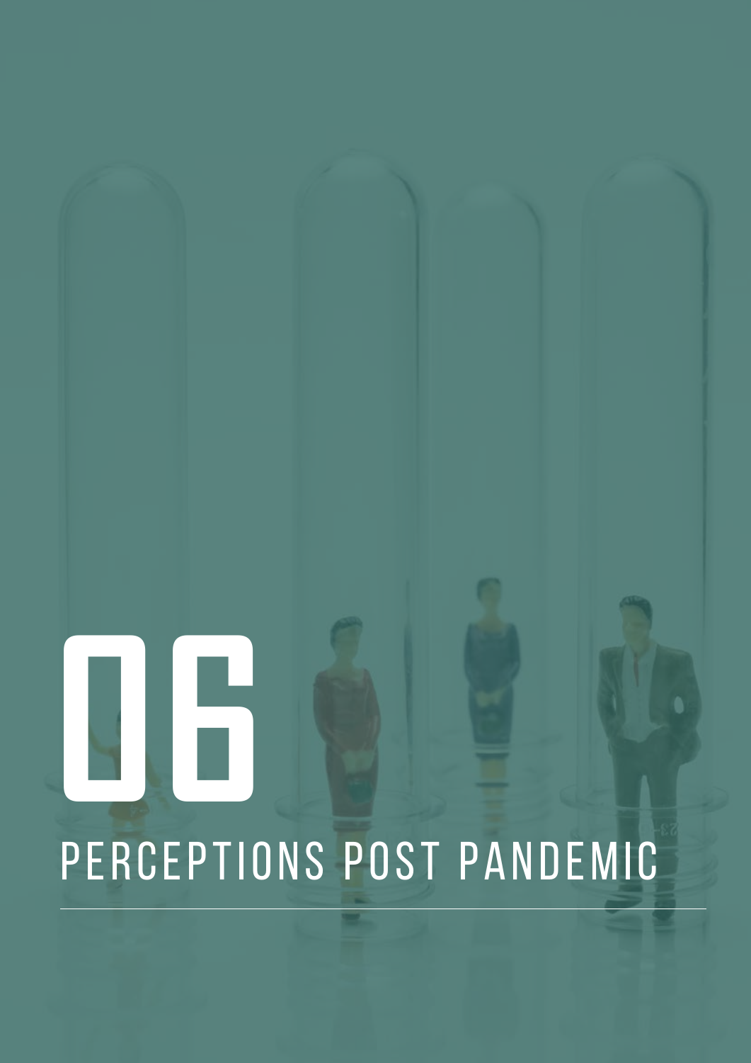# 06

# PERCEPTIONS POST PANDEMIC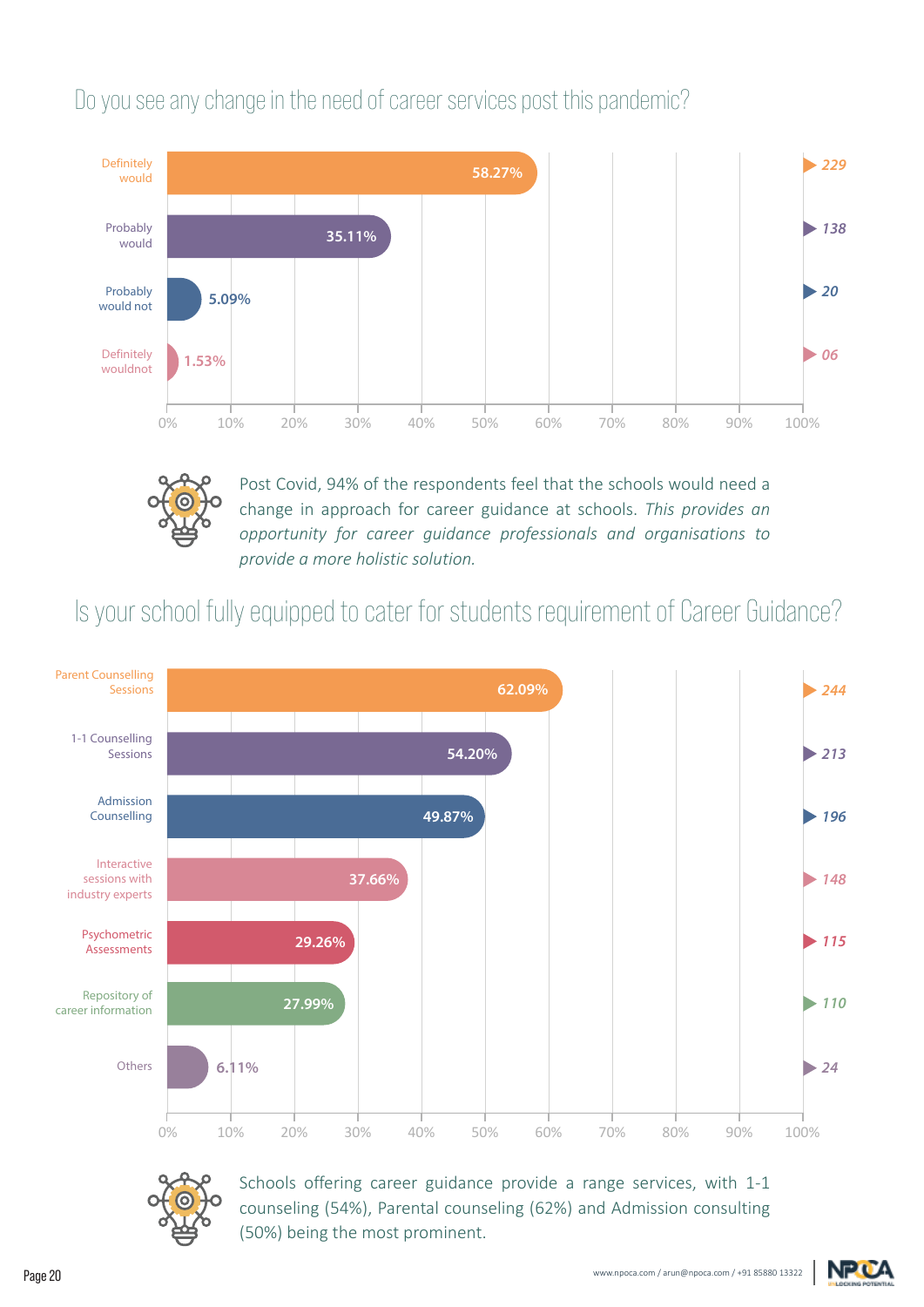## Do you see any change in the need of career services post this pandemic?

| Response | Percentage | Count |
|---|---|---|
| Definitely would | 58.27% | 229 |
| Probably would | 35.11% | 138 |
| Probably would not | 5.09% | 20 |
| Definitely wouldnot | 1.53% | 06 |

Post Covid, 94% of the respondents feel that the schools would need a change in approach for career guidance at schools. *This provides an opportunity for career guidance professionals and organisations to provide a more holistic solution.*

## Is your school fully equipped to cater for students requirement of Career Guidance?

| Service | Percentage | Count |
|---|---|---|
| Parent Counselling Sessions | 62.09% | 244 |
| 1-1 Counselling Sessions | 54.20% | 213 |
| Admission Counselling | 49.87% | 196 |
| Interactive sessions with industry experts | 37.66% | 148 |
| Psychometric Assessments | 29.26% | 115 |
| Repository of career information | 27.99% | 110 |
| Others | 6.11% | 24 |

Schools offering career guidance provide a range services, with 1-1 counseling (54%), Parental counseling (62%) and Admission consulting (50%) being the most prominent.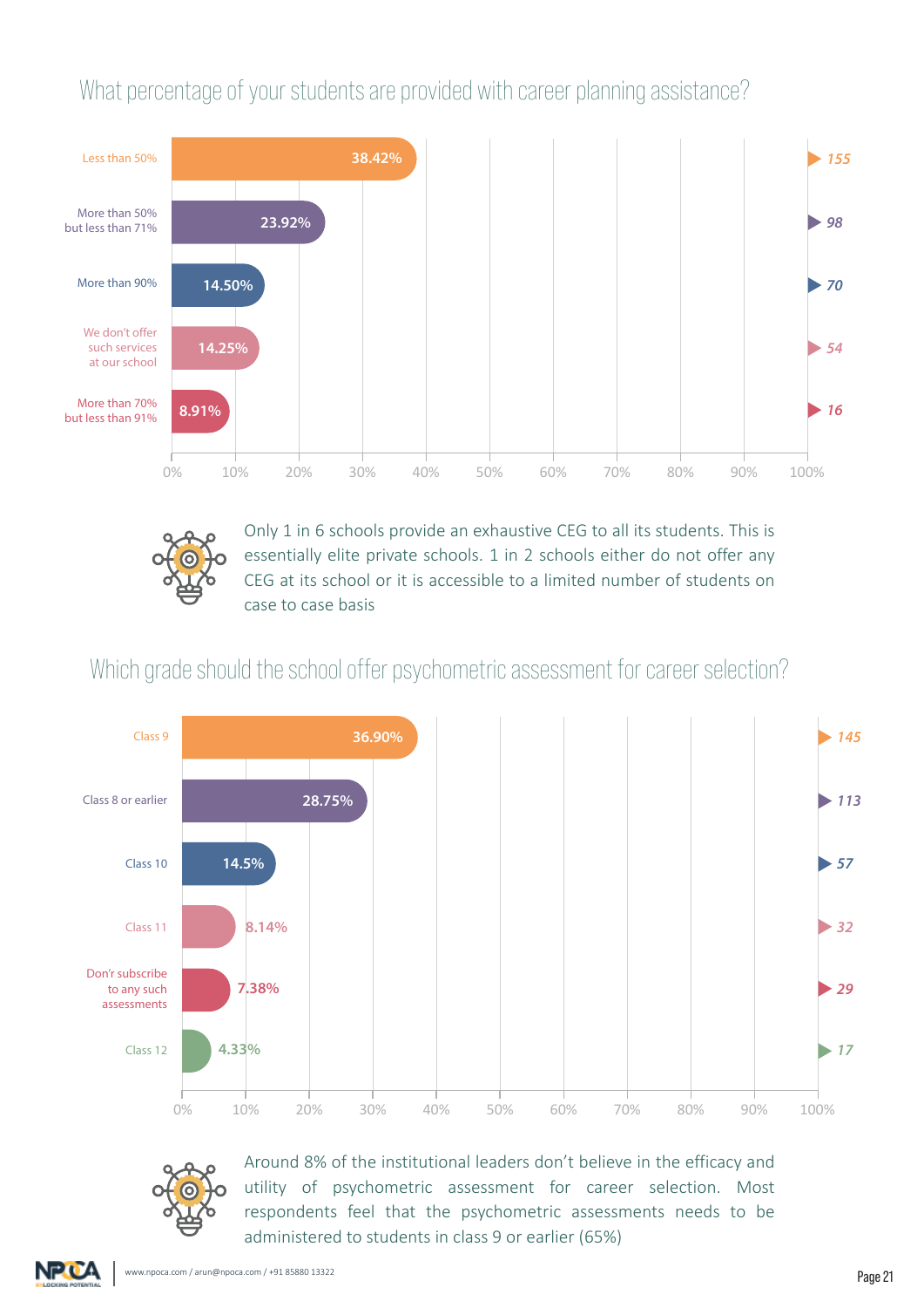## What percentage of your students are provided with career planning assistance?

| Response | Percentage | Count |
|---|---|---|
| Less than 50% | 38.42% | 155 |
| More than 50% but less than 71% | 23.92% | 98 |
| More than 90% | 14.50% | 70 |
| We don't offer such services at our school | 14.25% | 54 |
| More than 70% but less than 91% | 8.91% | 16 |

Only 1 in 6 schools provide an exhaustive CEG to all its students. This is essentially elite private schools. 1 in 2 schools either do not offer any CEG at its school or it is accessible to a limited number of students on case to case basis

## Which grade should the school offer psychometric assessment for career selection?

| Response | Percentage | Count |
|---|---|---|
| Class 9 | 36.90% | 145 |
| Class 8 or earlier | 28.75% | 113 |
| Class 10 | 14.5% | 57 |
| Class 11 | 8.14% | 32 |
| Don't subscribe to any such assessments | 7.38% | 29 |
| Class 12 | 4.33% | 17 |

Around 8% of the institutional leaders don't believe in the efficacy and utility of psychometric assessment for career selection. Most respondents feel that the psychometric assessments needs to be administered to students in class 9 or earlier (65%)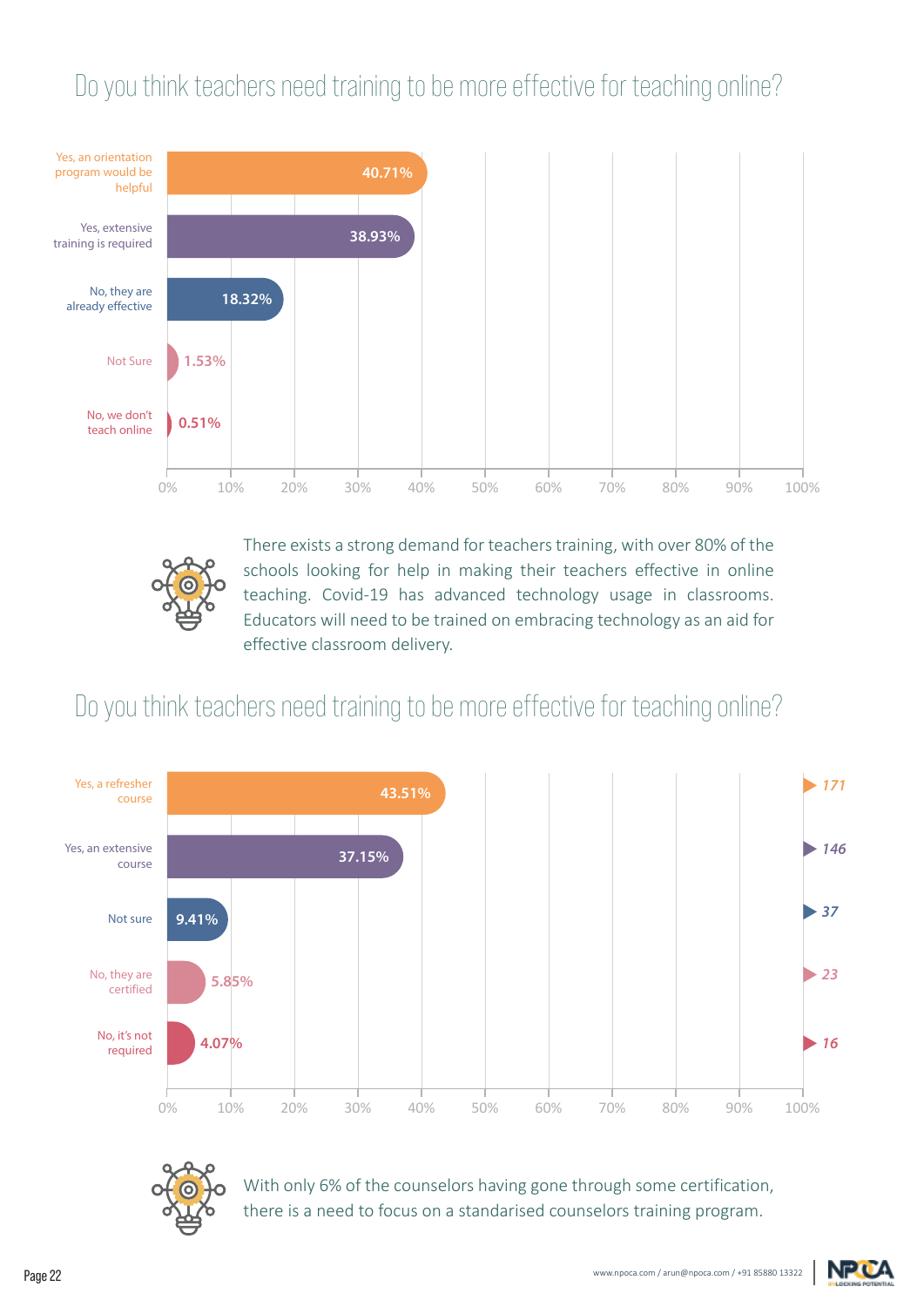## Do you think teachers need training to be more effective for teaching online?

| Response | Percentage |
|---|---|
| Yes, an orientation program would be helpful | 40.71% |
| Yes, extensive training is required | 38.93% |
| No, they are already effective | 18.32% |
| Not Sure | 1.53% |
| No, we don't teach online | 0.51% |

There exists a strong demand for teachers training, with over 80% of the schools looking for help in making their teachers effective in online teaching. Covid-19 has advanced technology usage in classrooms. Educators will need to be trained on embracing technology as an aid for effective classroom delivery.

## Do you think teachers need training to be more effective for teaching online?

| Response | Percentage | Count |
|---|---|---|
| Yes, a refresher course | 43.51% | 171 |
| Yes, an extensive course | 37.15% | 146 |
| Not sure | 9.41% | 37 |
| No, they are certified | 5.85% | 23 |
| No, it's not required | 4.07% | 16 |

With only 6% of the counselors having gone through some certification, there is a need to focus on a standarised counselors training program.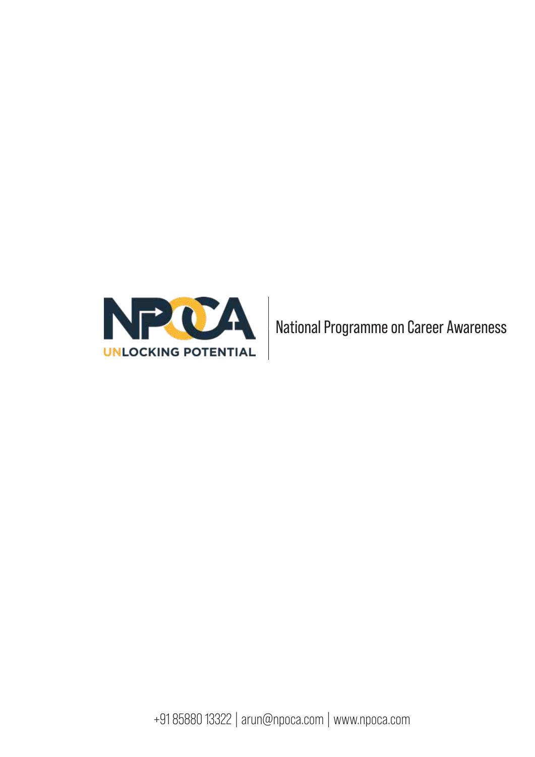NPOCA

UNLOCKING POTENTIAL

National Programme on Career Awareness

+91 85880 13322 | arun@npoca.com | www.npoca.com